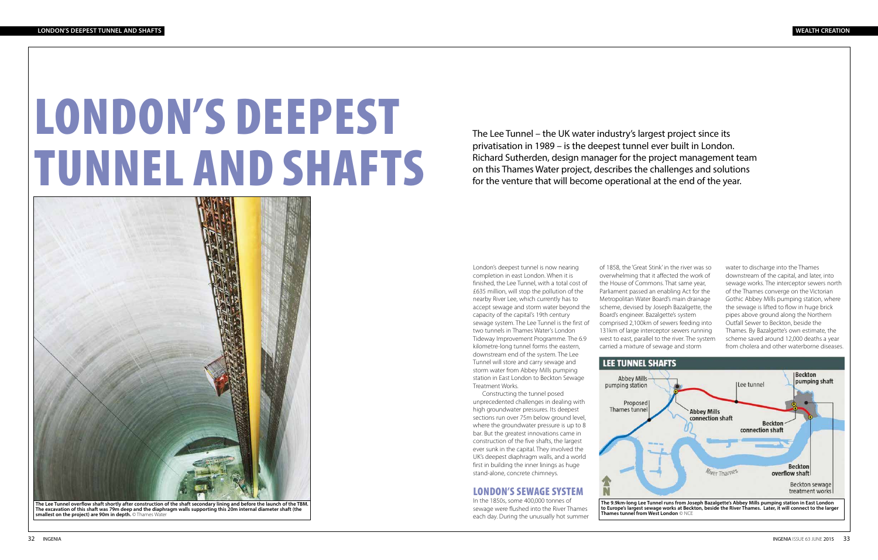# LONDON'S DEEPEST TUNNEL AND SHAFTS

The Lee Tunnel – the UK water industry's largest project since its privatisation in 1989 – is the deepest tunnel ever built in London. Richard Sutherden, design manager for the project management team on this Thames Water project, describes the challenges and solutions for the venture that will become operational at the end of the year.

**The Lee Tunnel overflow shaft shortly after construction of the shaft secondary lining and before the launch of the TBM. The excavation of this shaft was 79m deep and the diaphragm walls supporting this 20m internal diameter shaft (the smallest on the project) are 90m in depth.** © Thames Water

London's deepest tunnel is now nearing completion in east London. When it is finished, the Lee Tunnel, with a total cost of £635 million, will stop the pollution of the nearby River Lee, which currently has to accept sewage and storm water beyond the capacity of the capital's 19th century sewage system. The Lee Tunnel is the first of two tunnels in Thames Water's London Tideway Improvement Programme. The 6.9 kilometre-long tunnel forms the eastern, downstream end of the system. The Lee Tunnel will store and carry sewage and storm water from Abbey Mills pumping station in East London to Beckton Sewage Treatment Works.

Constructing the tunnel posed unprecedented challenges in dealing with high groundwater pressures. Its deepest sections run over 75m below ground level, where the groundwater pressure is up to 8 bar. But the greatest innovations came in construction of the five shafts, the largest ever sunk in the capital. They involved the UK's deepest diaphragm walls, and a world first in building the inner linings as huge stand-alone, concrete chimneys.

## LONDON'S SEWAGE SYSTEM

In the 1850s, some 400,000 tonnes of sewage were flushed into the River Thames each day. During the unusually hot summer of 1858, the 'Great Stink' in the river was so overwhelming that it affected the work of the House of Commons. That same year, Parliament passed an enabling Act for the Metropolitan Water Board's main drainage scheme, devised by Joseph Bazalgette, the Board's engineer. Bazalgette's system comprised 2,100km of sewers feeding into 131km of large interceptor sewers running west to east, parallel to the river. The system carried a mixture of sewage and storm water to discharge into the Thames downstream of the capital, and later, into sewage works. The interceptor sewers north of the Thames converge on the Victorian Gothic Abbey Mills pumping station, where the sewage is lifted to flow in huge brick pipes above ground along the Northern Outfall Sewer to Beckton, beside the Thames. By Bazalgette's own estimate, the scheme saved around 12,000 deaths a year from cholera and other waterborne diseases.

**LEE TUNNEL SHAFTS**

**The 9.9km-long Lee Tunnel runs from Joseph Bazalgette's Abbey Mills pumping station in East London to Europe's largest sewage works at Beckton, beside the River Thames. Later, it will connect to the larger Thames tunnel from West London** © NCE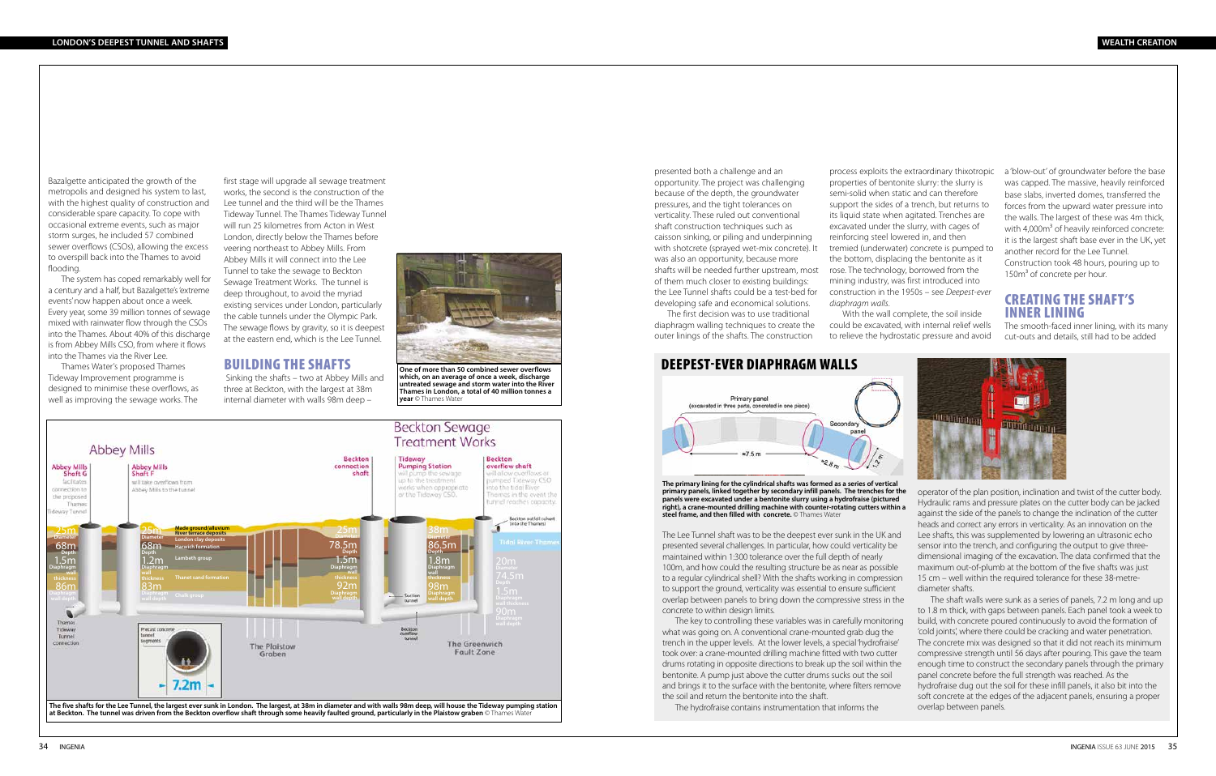Bazalgette anticipated the growth of the metropolis and designed his system to last, with the highest quality of construction and considerable spare capacity. To cope with occasional extreme events, such as major storm surges, he included 57 combined sewer overflows (CSOs), allowing the excess to overspill back into the Thames to avoid flooding.

The system has coped remarkably well for a century and a half, but Bazalgette's 'extreme events' now happen about once a week. Every year, some 39 million tonnes of sewage mixed with rainwater flow through the CSOs into the Thames. About 40% of this discharge is from Abbey Mills CSO, from where it flows into the Thames via the River Lee.

Thames Water's proposed Thames Tideway Improvement programme is designed to minimise these overflows, as well as improving the sewage works. The first stage will upgrade all sewage treatment works, the second is the construction of the Lee tunnel and the third will be the Thames Tideway Tunnel. The Thames Tideway Tunnel will run 25 kilometres from Acton in West London, directly below the Thames before veering northeast to Abbey Mills. From Abbey Mills it will connect into the Lee Tunnel to take the sewage to Beckton Sewage Treatment Works. The tunnel is deep throughout, to avoid the myriad existing services under London, particularly the cable tunnels under the Olympic Park. The sewage flows by gravity, so it is deepest at the eastern end, which is the Lee Tunnel.

**One of more than 50 combined sewer overflows which, on an average of once a week, discharge untreated sewage and storm water into the River Thames in London, a total of 40 million tonnes a year** © Thames Water

## BUILDING THE SHAFTS

Sinking the shafts – two at Abbey Mills and three at Beckton, with the largest at 38m internal diameter with walls 98m deep – presented both a challenge and an opportunity. The project was challenging because of the depth, the groundwater pressures, and the tight tolerances on verticality. These ruled out conventional shaft construction techniques such as caisson sinking, or piling and underpinning with shotcrete (sprayed wet-mix concrete). It was also an opportunity, because more shafts will be needed further upstream, most of them much closer to existing buildings: the Lee Tunnel shafts could be a test-bed for developing safe and economical solutions.

The first decision was to use traditional diaphragm walling techniques to create the outer linings of the shafts. The construction process exploits the extraordinary thixotropic properties of bentonite slurry: the slurry is semi-solid when static and can therefore support the sides of a trench, but returns to its liquid state when agitated. Trenches are excavated under the slurry, with cages of reinforcing steel lowered in, and then tremied (underwater) concrete is pumped to the bottom, displacing the bentonite as it rose. The technology, borrowed from the mining industry, was first introduced into construction in the 1950s – see *Deepest-ever diaphragm walls*.

With the wall complete, the soil inside could be excavated, with internal relief wells to relieve the hydrostatic pressure and avoid a 'blow-out' of groundwater before the base was capped. The massive, heavily reinforced base slabs, inverted domes, transferred the forces from the upward water pressure into the walls. The largest of these was 4m thick, with 4,000m$^3$ of heavily reinforced concrete: it is the largest shaft base ever in the UK, yet another record for the Lee Tunnel. Construction took 48 hours, pouring up to 150m$^3$ of concrete per hour.

## CREATING THE SHAFT'S INNER LINING

The smooth-faced inner lining, with its many cut-outs and details, still had to be added

**The five shafts for the Lee Tunnel, the largest ever sunk in London. The largest, at 38m in diameter and with walls 98m deep, will house the Tideway pumping station at Beckton. The tunnel was driven from the Beckton overflow shaft through some heavily faulted ground, particularly in the Plaistow graben** © Thames Water

## DEEPEST-EVER DIAPHRAGM WALLS

**The primary lining for the cylindrical shafts was formed as a series of vertical primary panels, linked together by secondary infill panels. The trenches for the panels were excavated under a bentonite slurry using a hydrofraise (pictured right), a crane-mounted drilling machine with counter-rotating cutters within a steel frame, and then filled with concrete.** © Thames Water

The Lee Tunnel shaft was to be the deepest ever sunk in the UK and presented several challenges. In particular, how could verticality be maintained within 1:300 tolerance over the full depth of nearly 100m, and how could the resulting structure be as near as possible to a regular cylindrical shell? With the shafts working in compression to support the ground, verticality was essential to ensure sufficient overlap between panels to bring down the compressive stress in the concrete to within design limits.

The key to controlling these variables was in carefully monitoring what was going on. A conventional crane-mounted grab dug the trench in the upper levels. At the lower levels, a special 'hydrofraise' took over: a crane-mounted drilling machine fitted with two cutter drums rotating in opposite directions to break up the soil within the bentonite. A pump just above the cutter drums sucks out the soil and brings it to the surface with the bentonite, where filters remove the soil and return the bentonite into the shaft.

The hydrofraise contains instrumentation that informs the operator of the plan position, inclination and twist of the cutter body. Hydraulic rams and pressure plates on the cutter body can be jacked against the side of the panels to change the inclination of the cutter heads and correct any errors in verticality. As an innovation on the Lee shafts, this was supplemented by lowering an ultrasonic echo sensor into the trench, and configuring the output to give three-dimensional imaging of the excavation. The data confirmed that the maximum out-of-plumb at the bottom of the five shafts was just 15 cm – well within the required tolerance for these 38-metre-diameter shafts.

The shaft walls were sunk as a series of panels, 7.2 m long and up to 1.8 m thick, with gaps between panels. Each panel took a week to build, with concrete poured continuously to avoid the formation of 'cold joints', where there could be cracking and water penetration. The concrete mix was designed so that it did not reach its minimum compressive strength until 56 days after pouring. This gave the team enough time to construct the secondary panels through the primary panel concrete before the full strength was reached. As the hydrofraise dug out the soil for these infill panels, it also bit into the soft concrete at the edges of the adjacent panels, ensuring a proper overlap between panels.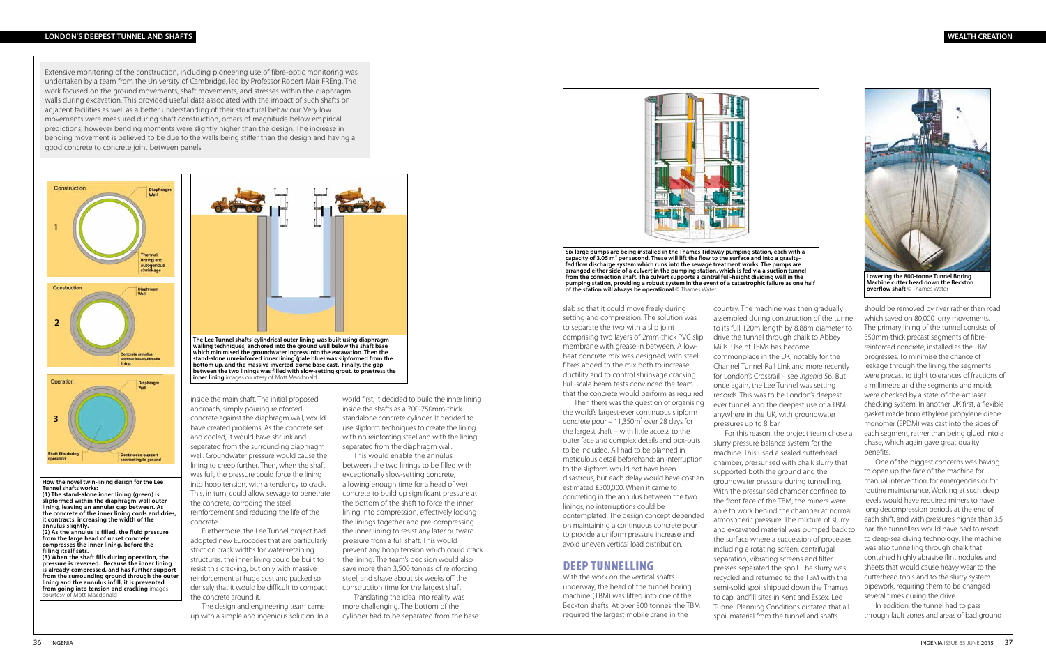Extensive monitoring of the construction, including pioneering use of fibre-optic monitoring was undertaken by a team from the University of Cambridge, led by Professor Robert Mair FREng. The work focused on the ground movements, shaft movements, and stresses within the diaphragm walls during excavation. This provided useful data associated with the impact of such shafts on adjacent facilities as well as a better understanding of their structural behaviour. Very low movements were measured during shaft construction, orders of magnitude below empirical predictions, however bending moments were slightly higher than the design. The increase in bending movement is believed to be due to the walls being stiffer than the design and having a good concrete to concrete joint between panels.

**How the novel twin-lining design for the Lee Tunnel shafts works:**
**(1) The stand-alone inner lining (green) is slipformed within the diaphragm-wall outer lining, leaving an annular gap between. As the concrete of the inner lining cools and dries, it contracts, increasing the width of the annulus slightly.**
**(2) As the annulus is filled, the fluid pressure from the large head of unset concrete compresses the inner lining, before the filling itself sets.**
**(3) When the shaft fills during operation, the pressure is reversed. Because the inner lining is already compressed, and has further support from the surrounding ground through the outer lining and the annulus infill, it is prevented from going into tension and cracking** images courtesy of Mott Macdonald

**The Lee Tunnel shafts' cylindrical outer lining was built using diaphragm walling techniques, anchored into the ground well below the shaft base which minimised the groundwater ingress into the excavation. Then the stand-alone unreinforced inner lining (pale blue) was slipformed from the bottom up, and the massive inverted-dome base cast. Finally, the gap between the two linings was filled with slow-setting grout, to prestress the inner lining** images courtesy of Mott Macdonald

inside the main shaft. The initial proposed approach, simply pouring reinforced concrete against the diaphragm wall, would have created problems. As the concrete set and cooled, it would have shrunk and separated from the surrounding diaphragm wall. Groundwater pressure would cause the lining to creep further. Then, when the shaft was full, the pressure could force the lining into hoop tension, with a tendency to crack. This, in turn, could allow sewage to penetrate the concrete, corroding the steel reinforcement and reducing the life of the concrete.

Furthermore, the Lee Tunnel project had adopted new Eurocodes that are particularly strict on crack widths for water-retaining structures: the inner lining could be built to resist this cracking, but only with massive reinforcement at huge cost and packed so densely that it would be difficult to compact the concrete around it.

The design and engineering team came up with a simple and ingenious solution. In a world first, it decided to build the inner lining inside the shafts as a 700-750mm-thick standalone concrete cylinder. It decided to use slipform techniques to create the lining, with no reinforcing steel and with the lining separated from the diaphragm wall.

This would enable the annulus between the two linings to be filled with exceptionally slow-setting concrete, allowing enough time for a head of wet concrete to build up significant pressure at the bottom of the shaft to force the inner lining into compression, effectively locking the linings together and pre-compressing the inner lining to resist any later outward pressure from a full shaft. This would prevent any hoop tension which could crack the lining. The team's decision would also save more than 3,500 tonnes of reinforcing steel, and shave about six weeks off the construction time for the largest shaft.

Translating the idea into reality was more challenging. The bottom of the cylinder had to be separated from the base slab so that it could move freely during setting and compression. The solution was to separate the two with a slip joint comprising two layers of 2mm-thick PVC slip membrane with grease in between. A low-heat concrete mix was designed, with steel fibres added to the mix both to increase ductility and to control shrinkage cracking. Full-scale beam tests convinced the team that the concrete would perform as required.

Then there was the question of organising the world's largest-ever continuous slipform concrete pour – 11,350m³ over 28 days for the largest shaft – with little access to the outer face and complex details and box-outs to be included. All had to be planned in meticulous detail beforehand: an interruption to the slipform would not have been disastrous, but each delay would have cost an estimated £500,000. When it came to concreting in the annulus between the two linings, no interruptions could be contemplated. The design concept depended on maintaining a continuous concrete pour to provide a uniform pressure increase and avoid uneven vertical load distribution.

**Six large pumps are being installed in the Thames Tideway pumping station, each with a capacity of 3.05 m³ per second. These will lift the flow to the surface and into a gravity-fed flow discharge system which runs into the sewage treatment works. The pumps are arranged either side of a culvert in the pumping station, which is fed via a suction tunnel from the connection shaft. The culvert supports a central full-height dividing wall in the pumping station, providing a robust system in the event of a catastrophic failure as one half of the station will always be operational** © Thames Water

## DEEP TUNNELLING

With the work on the vertical shafts underway, the head of the tunnel boring machine (TBM) was lifted into one of the Beckton shafts. At over 800 tonnes, the TBM required the largest mobile crane in the country. The machine was then gradually assembled during construction of the tunnel to its full 120m length by 8.88m diameter to drive the tunnel through chalk to Abbey Mills. Use of TBMs has become commonplace in the UK, notably for the Channel Tunnel Rail Link and more recently for London's Crossrail – see *Ingenia* 56. But once again, the Lee Tunnel was setting records. This was to be London's deepest ever tunnel, and the deepest use of a TBM anywhere in the UK, with groundwater pressures up to 8 bar.

For this reason, the project team chose a slurry pressure balance system for the machine. This used a sealed cutterhead chamber, pressurised with chalk slurry that supported both the ground and the groundwater pressure during tunnelling. With the pressurised chamber confined to the front face of the TBM, the miners were able to work behind the chamber at normal atmospheric pressure. The mixture of slurry and excavated material was pumped back to the surface where a succession of processes including a rotating screen, centrifugal separation, vibrating screens and filter presses separated the spoil. The slurry was recycled and returned to the TBM with the semi-solid spoil shipped down the Thames to cap landfill sites in Kent and Essex. Lee Tunnel Planning Conditions dictated that all spoil material from the tunnel and shafts should be removed by river rather than road, which saved on 80,000 lorry movements. The primary lining of the tunnel consists of 350mm-thick precast segments of fibre-reinforced concrete, installed as the TBM progresses. To minimise the chance of leakage through the lining, the segments were precast to tight tolerances of fractions of a millimetre and the segments and molds were checked by a state-of-the-art laser checking system. In another UK first, a flexible gasket made from ethylene propylene diene monomer (EPDM) was cast into the sides of each segment, rather than being glued into a chase, which again gave great quality benefits.

**Lowering the 800-tonne Tunnel Boring Machine cutter head down the Beckton overflow shaft** © Thames Water

One of the biggest concerns was having to open up the face of the machine for manual intervention, for emergencies or for routine maintenance. Working at such deep levels would have required miners to have long decompression periods at the end of each shift, and with pressures higher than 3.5 bar, the tunnellers would have had to resort to deep-sea diving technology. The machine was also tunnelling through chalk that contained highly abrasive flint nodules and sheets that would cause heavy wear to the cutterhead tools and to the slurry system pipework, requiring them to be changed several times during the drive.

In addition, the tunnel had to pass through fault zones and areas of bad ground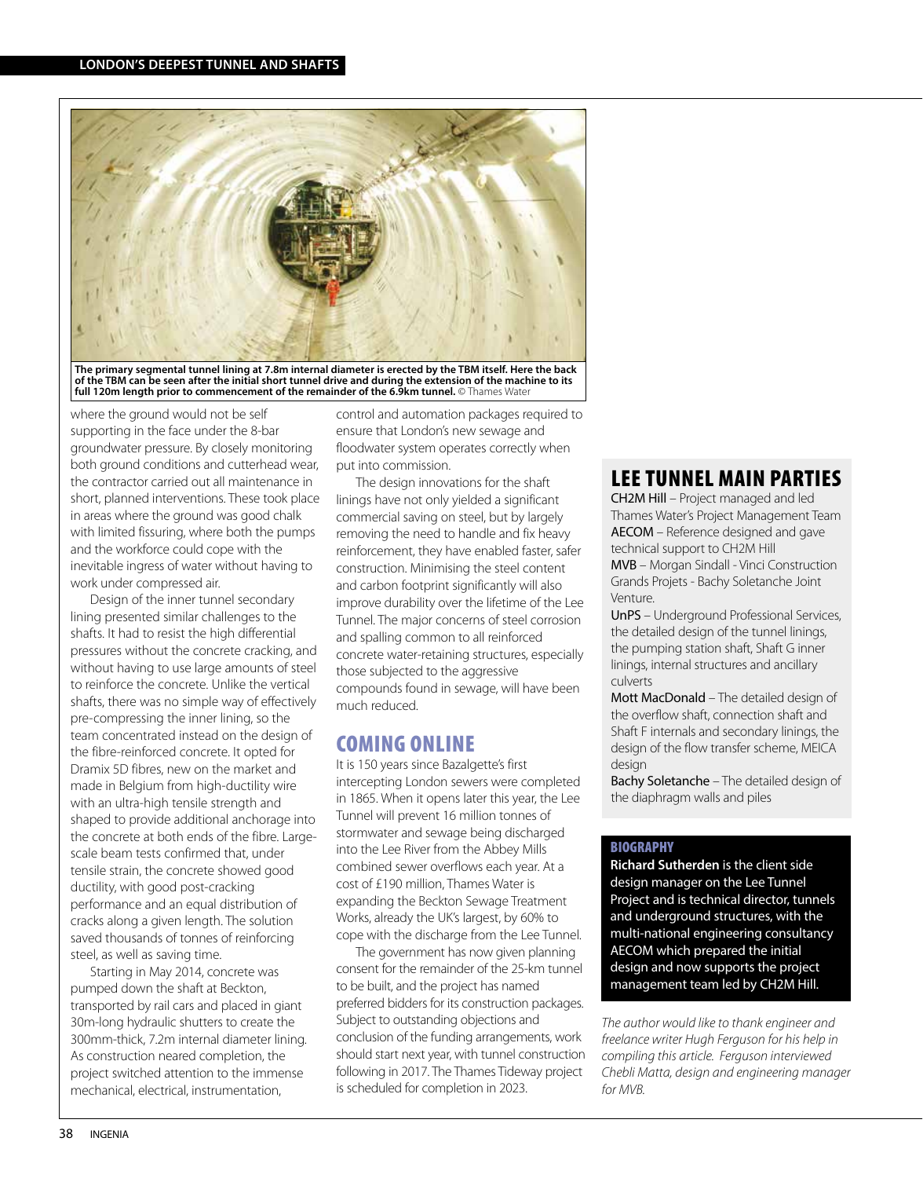The primary segmental tunnel lining at 7.8m internal diameter is erected by the TBM itself. Here the back of the TBM can be seen after the initial short tunnel drive and during the extension of the machine to its full 120m length prior to commencement of the remainder of the 6.9km tunnel. © Thames Water

where the ground would not be self supporting in the face under the 8-bar groundwater pressure. By closely monitoring both ground conditions and cutterhead wear, the contractor carried out all maintenance in short, planned interventions. These took place in areas where the ground was good chalk with limited fissuring, where both the pumps and the workforce could cope with the inevitable ingress of water without having to work under compressed air.

Design of the inner tunnel secondary lining presented similar challenges to the shafts. It had to resist the high differential pressures without the concrete cracking, and without having to use large amounts of steel to reinforce the concrete. Unlike the vertical shafts, there was no simple way of effectively pre-compressing the inner lining, so the team concentrated instead on the design of the fibre-reinforced concrete. It opted for Dramix 5D fibres, new on the market and made in Belgium from high-ductility wire with an ultra-high tensile strength and shaped to provide additional anchorage into the concrete at both ends of the fibre. Large-scale beam tests confirmed that, under tensile strain, the concrete showed good ductility, with good post-cracking performance and an equal distribution of cracks along a given length. The solution saved thousands of tonnes of reinforcing steel, as well as saving time.

Starting in May 2014, concrete was pumped down the shaft at Beckton, transported by rail cars and placed in giant 30m-long hydraulic shutters to create the 300mm-thick, 7.2m internal diameter lining. As construction neared completion, the project switched attention to the immense mechanical, electrical, instrumentation, control and automation packages required to ensure that London's new sewage and floodwater system operates correctly when put into commission.

The design innovations for the shaft linings have not only yielded a significant commercial saving on steel, but by largely removing the need to handle and fix heavy reinforcement, they have enabled faster, safer construction. Minimising the steel content and carbon footprint significantly will also improve durability over the lifetime of the Lee Tunnel. The major concerns of steel corrosion and spalling common to all reinforced concrete water-retaining structures, especially those subjected to the aggressive compounds found in sewage, will have been much reduced.

## COMING ONLINE

It is 150 years since Bazalgette's first intercepting London sewers were completed in 1865. When it opens later this year, the Lee Tunnel will prevent 16 million tonnes of stormwater and sewage being discharged into the Lee River from the Abbey Mills combined sewer overflows each year. At a cost of £190 million, Thames Water is expanding the Beckton Sewage Treatment Works, already the UK's largest, by 60% to cope with the discharge from the Lee Tunnel.

The government has now given planning consent for the remainder of the 25-km tunnel to be built, and the project has named preferred bidders for its construction packages. Subject to outstanding objections and conclusion of the funding arrangements, work should start next year, with tunnel construction following in 2017. The Thames Tideway project is scheduled for completion in 2023.

## LEE TUNNEL MAIN PARTIES

**CH2M Hill** – Project managed and led Thames Water's Project Management Team

**AECOM** – Reference designed and gave technical support to CH2M Hill

**MVB** – Morgan Sindall - Vinci Construction Grands Projets - Bachy Soletanche Joint Venture.

**UnPS** – Underground Professional Services, the detailed design of the tunnel linings, the pumping station shaft, Shaft G inner linings, internal structures and ancillary culverts

**Mott MacDonald** – The detailed design of the overflow shaft, connection shaft and Shaft F internals and secondary linings, the design of the flow transfer scheme, MEICA design

**Bachy Soletanche** – The detailed design of the diaphragm walls and piles

### BIOGRAPHY

**Richard Sutherden** is the client side design manager on the Lee Tunnel Project and is technical director, tunnels and underground structures, with the multi-national engineering consultancy AECOM which prepared the initial design and now supports the project management team led by CH2M Hill.

*The author would like to thank engineer and freelance writer Hugh Ferguson for his help in compiling this article. Ferguson interviewed Chebli Matta, design and engineering manager for MVB.*